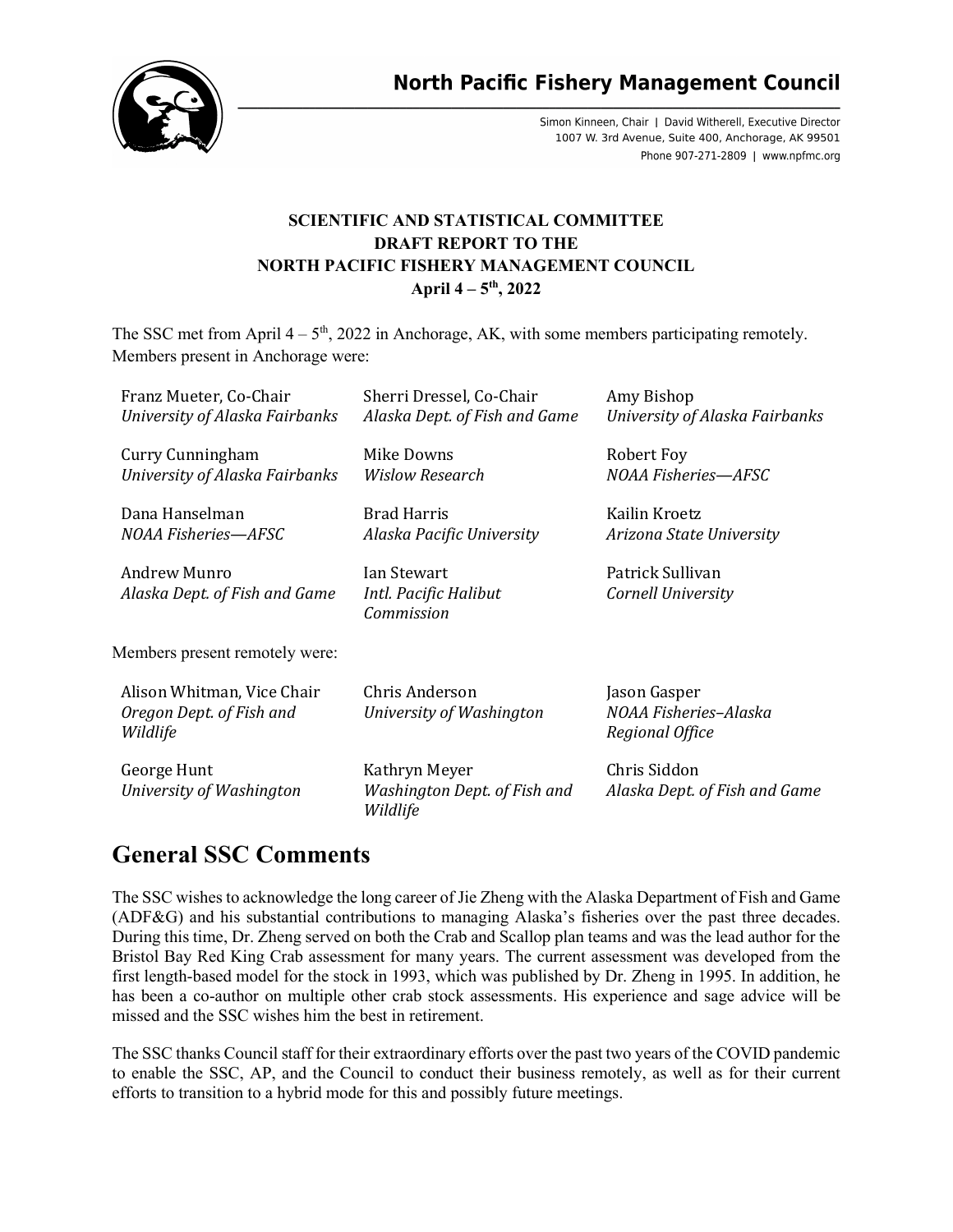# North Pacific Fishery Management Council

Simon Kinneen, Chair | David Witherell, Executive Director
1007 W. 3rd Avenue, Suite 400, Anchorage, AK 99501
Phone 907-271-2809 | www.npfmc.org

**SCIENTIFIC AND STATISTICAL COMMITTEE**
**DRAFT REPORT TO THE**
**NORTH PACIFIC FISHERY MANAGEMENT COUNCIL**
**April 4 – 5th, 2022**

The SSC met from April 4 – 5th, 2022 in Anchorage, AK, with some members participating remotely. Members present in Anchorage were:

| | | |
|---|---|---|
| Franz Mueter, Co-Chair<br>*University of Alaska Fairbanks* | Sherri Dressel, Co-Chair<br>*Alaska Dept. of Fish and Game* | Amy Bishop<br>*University of Alaska Fairbanks* |
| Curry Cunningham<br>*University of Alaska Fairbanks* | Mike Downs<br>*Wislow Research* | Robert Foy<br>*NOAA Fisheries—AFSC* |
| Dana Hanselman<br>*NOAA Fisheries—AFSC* | Brad Harris<br>*Alaska Pacific University* | Kailin Kroetz<br>*Arizona State University* |
| Andrew Munro<br>*Alaska Dept. of Fish and Game* | Ian Stewart<br>*Intl. Pacific Halibut Commission* | Patrick Sullivan<br>*Cornell University* |

Members present remotely were:

| | | |
|---|---|---|
| Alison Whitman, Vice Chair<br>*Oregon Dept. of Fish and Wildlife* | Chris Anderson<br>*University of Washington* | Jason Gasper<br>*NOAA Fisheries–Alaska Regional Office* |
| George Hunt<br>*University of Washington* | Kathryn Meyer<br>*Washington Dept. of Fish and Wildlife* | Chris Siddon<br>*Alaska Dept. of Fish and Game* |

# General SSC Comments

The SSC wishes to acknowledge the long career of Jie Zheng with the Alaska Department of Fish and Game (ADF&G) and his substantial contributions to managing Alaska's fisheries over the past three decades. During this time, Dr. Zheng served on both the Crab and Scallop plan teams and was the lead author for the Bristol Bay Red King Crab assessment for many years. The current assessment was developed from the first length-based model for the stock in 1993, which was published by Dr. Zheng in 1995. In addition, he has been a co-author on multiple other crab stock assessments. His experience and sage advice will be missed and the SSC wishes him the best in retirement.

The SSC thanks Council staff for their extraordinary efforts over the past two years of the COVID pandemic to enable the SSC, AP, and the Council to conduct their business remotely, as well as for their current efforts to transition to a hybrid mode for this and possibly future meetings.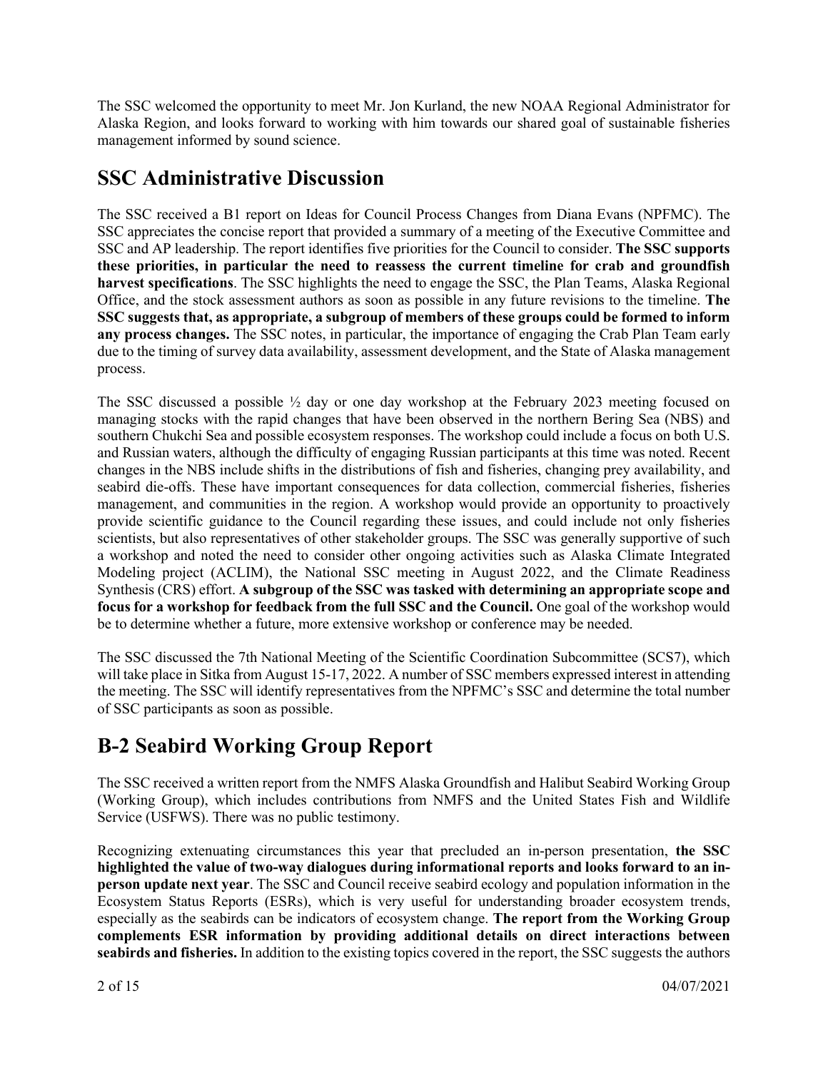The SSC welcomed the opportunity to meet Mr. Jon Kurland, the new NOAA Regional Administrator for Alaska Region, and looks forward to working with him towards our shared goal of sustainable fisheries management informed by sound science.

# SSC Administrative Discussion

The SSC received a B1 report on Ideas for Council Process Changes from Diana Evans (NPFMC). The SSC appreciates the concise report that provided a summary of a meeting of the Executive Committee and SSC and AP leadership. The report identifies five priorities for the Council to consider. **The SSC supports these priorities, in particular the need to reassess the current timeline for crab and groundfish harvest specifications**. The SSC highlights the need to engage the SSC, the Plan Teams, Alaska Regional Office, and the stock assessment authors as soon as possible in any future revisions to the timeline. **The SSC suggests that, as appropriate, a subgroup of members of these groups could be formed to inform any process changes.** The SSC notes, in particular, the importance of engaging the Crab Plan Team early due to the timing of survey data availability, assessment development, and the State of Alaska management process.

The SSC discussed a possible ½ day or one day workshop at the February 2023 meeting focused on managing stocks with the rapid changes that have been observed in the northern Bering Sea (NBS) and southern Chukchi Sea and possible ecosystem responses. The workshop could include a focus on both U.S. and Russian waters, although the difficulty of engaging Russian participants at this time was noted. Recent changes in the NBS include shifts in the distributions of fish and fisheries, changing prey availability, and seabird die-offs. These have important consequences for data collection, commercial fisheries, fisheries management, and communities in the region. A workshop would provide an opportunity to proactively provide scientific guidance to the Council regarding these issues, and could include not only fisheries scientists, but also representatives of other stakeholder groups. The SSC was generally supportive of such a workshop and noted the need to consider other ongoing activities such as Alaska Climate Integrated Modeling project (ACLIM), the National SSC meeting in August 2022, and the Climate Readiness Synthesis (CRS) effort. **A subgroup of the SSC was tasked with determining an appropriate scope and focus for a workshop for feedback from the full SSC and the Council.** One goal of the workshop would be to determine whether a future, more extensive workshop or conference may be needed.

The SSC discussed the 7th National Meeting of the Scientific Coordination Subcommittee (SCS7), which will take place in Sitka from August 15-17, 2022. A number of SSC members expressed interest in attending the meeting. The SSC will identify representatives from the NPFMC's SSC and determine the total number of SSC participants as soon as possible.

# B-2 Seabird Working Group Report

The SSC received a written report from the NMFS Alaska Groundfish and Halibut Seabird Working Group (Working Group), which includes contributions from NMFS and the United States Fish and Wildlife Service (USFWS). There was no public testimony.

Recognizing extenuating circumstances this year that precluded an in-person presentation, **the SSC highlighted the value of two-way dialogues during informational reports and looks forward to an in-person update next year**. The SSC and Council receive seabird ecology and population information in the Ecosystem Status Reports (ESRs), which is very useful for understanding broader ecosystem trends, especially as the seabirds can be indicators of ecosystem change. **The report from the Working Group complements ESR information by providing additional details on direct interactions between seabirds and fisheries.** In addition to the existing topics covered in the report, the SSC suggests the authors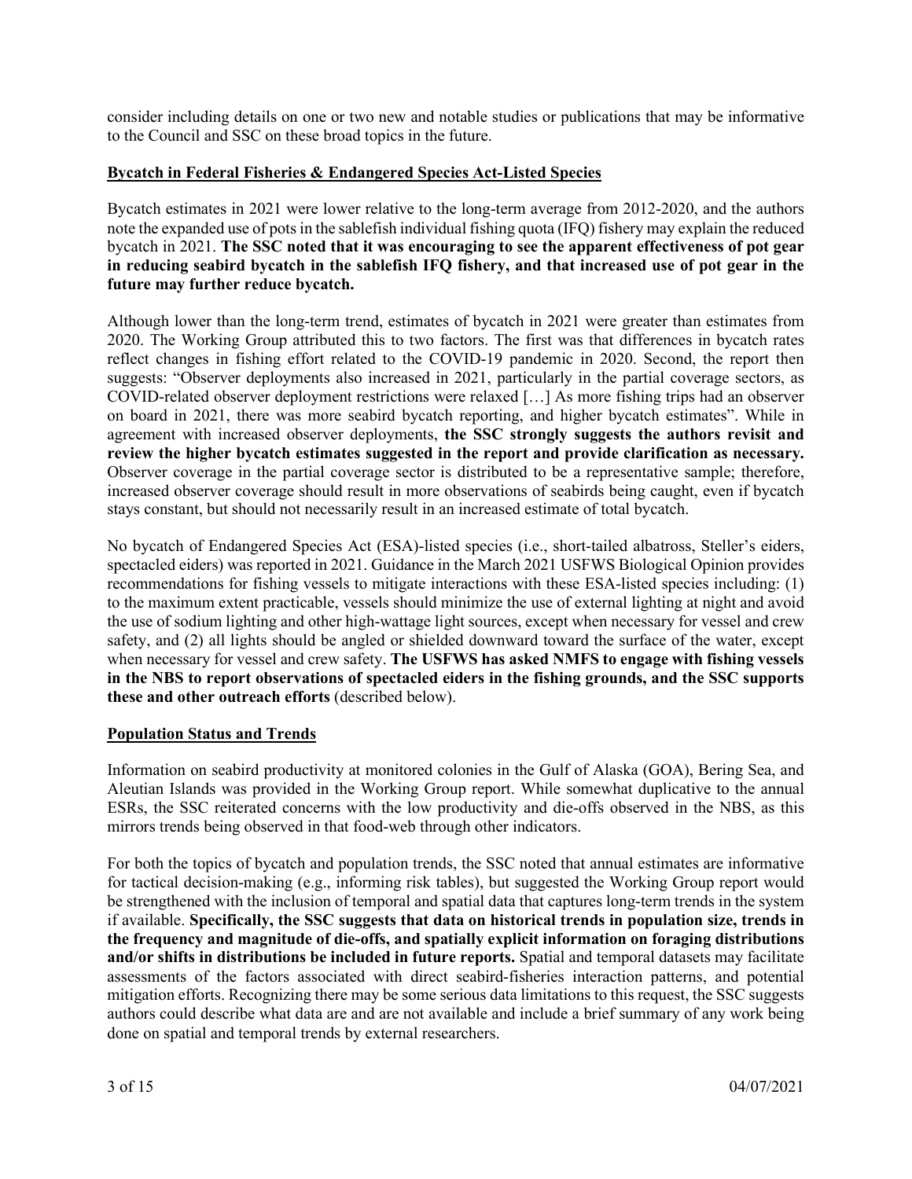consider including details on one or two new and notable studies or publications that may be informative to the Council and SSC on these broad topics in the future.

## Bycatch in Federal Fisheries & Endangered Species Act-Listed Species

Bycatch estimates in 2021 were lower relative to the long-term average from 2012-2020, and the authors note the expanded use of pots in the sablefish individual fishing quota (IFQ) fishery may explain the reduced bycatch in 2021. **The SSC noted that it was encouraging to see the apparent effectiveness of pot gear in reducing seabird bycatch in the sablefish IFQ fishery, and that increased use of pot gear in the future may further reduce bycatch.**

Although lower than the long-term trend, estimates of bycatch in 2021 were greater than estimates from 2020. The Working Group attributed this to two factors. The first was that differences in bycatch rates reflect changes in fishing effort related to the COVID-19 pandemic in 2020. Second, the report then suggests: "Observer deployments also increased in 2021, particularly in the partial coverage sectors, as COVID-related observer deployment restrictions were relaxed […] As more fishing trips had an observer on board in 2021, there was more seabird bycatch reporting, and higher bycatch estimates". While in agreement with increased observer deployments, **the SSC strongly suggests the authors revisit and review the higher bycatch estimates suggested in the report and provide clarification as necessary.** Observer coverage in the partial coverage sector is distributed to be a representative sample; therefore, increased observer coverage should result in more observations of seabirds being caught, even if bycatch stays constant, but should not necessarily result in an increased estimate of total bycatch.

No bycatch of Endangered Species Act (ESA)-listed species (i.e., short-tailed albatross, Steller's eiders, spectacled eiders) was reported in 2021. Guidance in the March 2021 USFWS Biological Opinion provides recommendations for fishing vessels to mitigate interactions with these ESA-listed species including: (1) to the maximum extent practicable, vessels should minimize the use of external lighting at night and avoid the use of sodium lighting and other high-wattage light sources, except when necessary for vessel and crew safety, and (2) all lights should be angled or shielded downward toward the surface of the water, except when necessary for vessel and crew safety. **The USFWS has asked NMFS to engage with fishing vessels in the NBS to report observations of spectacled eiders in the fishing grounds, and the SSC supports these and other outreach efforts** (described below).

## Population Status and Trends

Information on seabird productivity at monitored colonies in the Gulf of Alaska (GOA), Bering Sea, and Aleutian Islands was provided in the Working Group report. While somewhat duplicative to the annual ESRs, the SSC reiterated concerns with the low productivity and die-offs observed in the NBS, as this mirrors trends being observed in that food-web through other indicators.

For both the topics of bycatch and population trends, the SSC noted that annual estimates are informative for tactical decision-making (e.g., informing risk tables), but suggested the Working Group report would be strengthened with the inclusion of temporal and spatial data that captures long-term trends in the system if available. **Specifically, the SSC suggests that data on historical trends in population size, trends in the frequency and magnitude of die-offs, and spatially explicit information on foraging distributions and/or shifts in distributions be included in future reports.** Spatial and temporal datasets may facilitate assessments of the factors associated with direct seabird-fisheries interaction patterns, and potential mitigation efforts. Recognizing there may be some serious data limitations to this request, the SSC suggests authors could describe what data are and are not available and include a brief summary of any work being done on spatial and temporal trends by external researchers.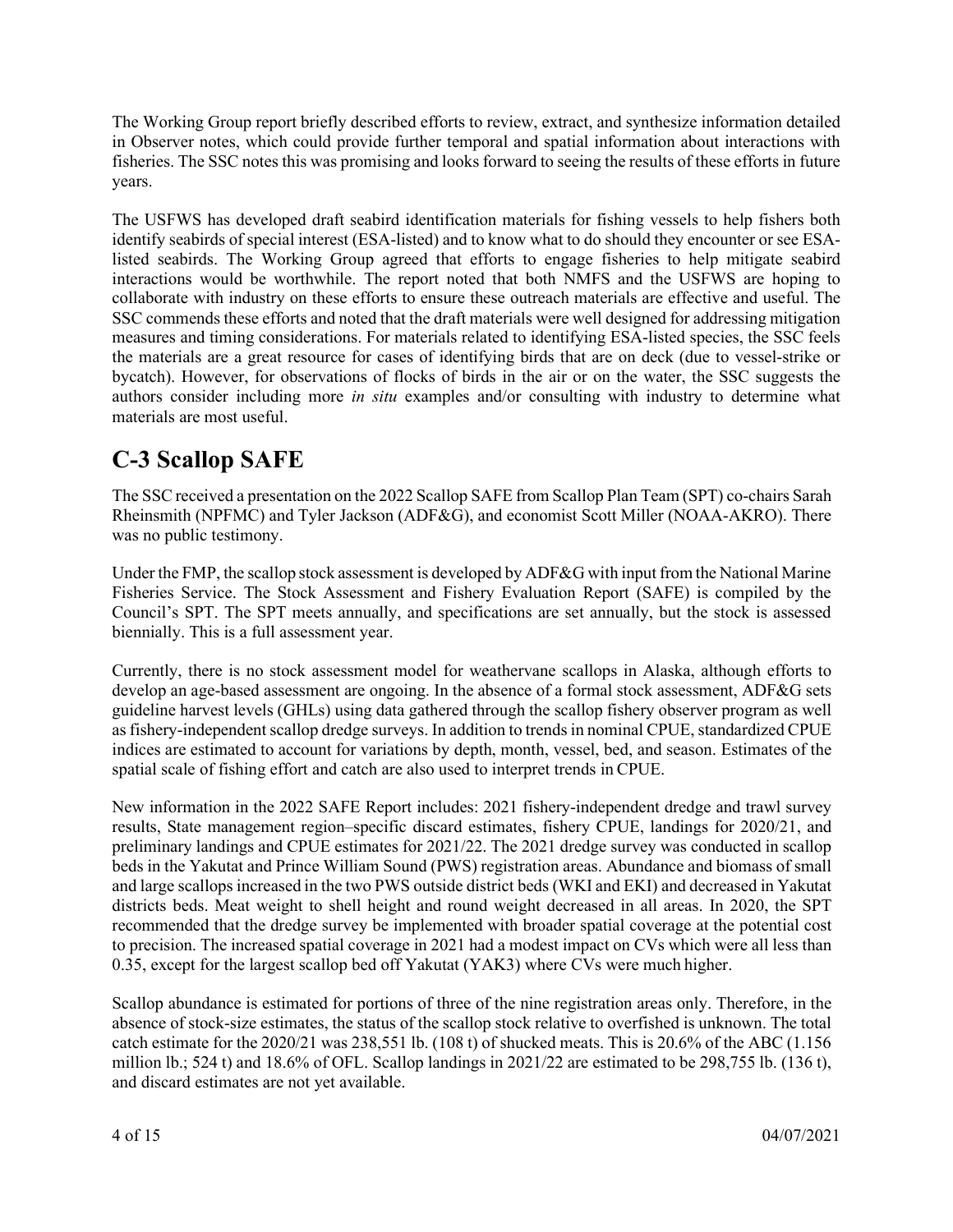The Working Group report briefly described efforts to review, extract, and synthesize information detailed in Observer notes, which could provide further temporal and spatial information about interactions with fisheries. The SSC notes this was promising and looks forward to seeing the results of these efforts in future years.

The USFWS has developed draft seabird identification materials for fishing vessels to help fishers both identify seabirds of special interest (ESA-listed) and to know what to do should they encounter or see ESA-listed seabirds. The Working Group agreed that efforts to engage fisheries to help mitigate seabird interactions would be worthwhile. The report noted that both NMFS and the USFWS are hoping to collaborate with industry on these efforts to ensure these outreach materials are effective and useful. The SSC commends these efforts and noted that the draft materials were well designed for addressing mitigation measures and timing considerations. For materials related to identifying ESA-listed species, the SSC feels the materials are a great resource for cases of identifying birds that are on deck (due to vessel-strike or bycatch). However, for observations of flocks of birds in the air or on the water, the SSC suggests the authors consider including more *in situ* examples and/or consulting with industry to determine what materials are most useful.

# C-3 Scallop SAFE

The SSC received a presentation on the 2022 Scallop SAFE from Scallop Plan Team (SPT) co-chairs Sarah Rheinsmith (NPFMC) and Tyler Jackson (ADF&G), and economist Scott Miller (NOAA-AKRO). There was no public testimony.

Under the FMP, the scallop stock assessment is developed by ADF&G with input from the National Marine Fisheries Service. The Stock Assessment and Fishery Evaluation Report (SAFE) is compiled by the Council's SPT. The SPT meets annually, and specifications are set annually, but the stock is assessed biennially. This is a full assessment year.

Currently, there is no stock assessment model for weathervane scallops in Alaska, although efforts to develop an age-based assessment are ongoing. In the absence of a formal stock assessment, ADF&G sets guideline harvest levels (GHLs) using data gathered through the scallop fishery observer program as well as fishery-independent scallop dredge surveys. In addition to trends in nominal CPUE, standardized CPUE indices are estimated to account for variations by depth, month, vessel, bed, and season. Estimates of the spatial scale of fishing effort and catch are also used to interpret trends in CPUE.

New information in the 2022 SAFE Report includes: 2021 fishery-independent dredge and trawl survey results, State management region–specific discard estimates, fishery CPUE, landings for 2020/21, and preliminary landings and CPUE estimates for 2021/22. The 2021 dredge survey was conducted in scallop beds in the Yakutat and Prince William Sound (PWS) registration areas. Abundance and biomass of small and large scallops increased in the two PWS outside district beds (WKI and EKI) and decreased in Yakutat districts beds. Meat weight to shell height and round weight decreased in all areas. In 2020, the SPT recommended that the dredge survey be implemented with broader spatial coverage at the potential cost to precision. The increased spatial coverage in 2021 had a modest impact on CVs which were all less than 0.35, except for the largest scallop bed off Yakutat (YAK3) where CVs were much higher.

Scallop abundance is estimated for portions of three of the nine registration areas only. Therefore, in the absence of stock-size estimates, the status of the scallop stock relative to overfished is unknown. The total catch estimate for the 2020/21 was 238,551 lb. (108 t) of shucked meats. This is 20.6% of the ABC (1.156 million lb.; 524 t) and 18.6% of OFL. Scallop landings in 2021/22 are estimated to be 298,755 lb. (136 t), and discard estimates are not yet available.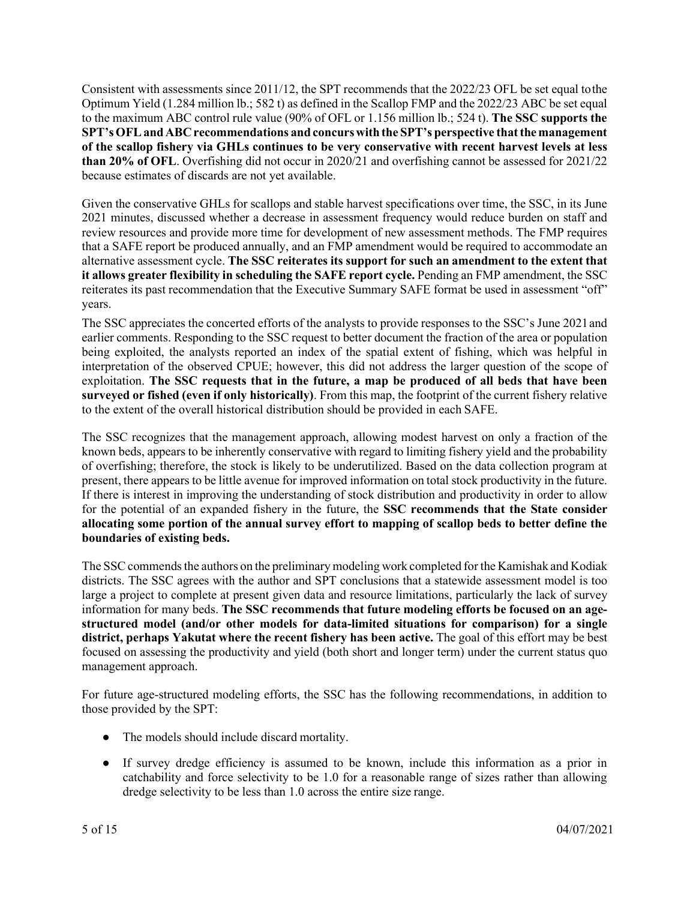Consistent with assessments since 2011/12, the SPT recommends that the 2022/23 OFL be set equal to the Optimum Yield (1.284 million lb.; 582 t) as defined in the Scallop FMP and the 2022/23 ABC be set equal to the maximum ABC control rule value (90% of OFL or 1.156 million lb.; 524 t). **The SSC supports the SPT's OFL and ABC recommendations and concurs with the SPT's perspective that the management of the scallop fishery via GHLs continues to be very conservative with recent harvest levels at less than 20% of OFL**. Overfishing did not occur in 2020/21 and overfishing cannot be assessed for 2021/22 because estimates of discards are not yet available.

Given the conservative GHLs for scallops and stable harvest specifications over time, the SSC, in its June 2021 minutes, discussed whether a decrease in assessment frequency would reduce burden on staff and review resources and provide more time for development of new assessment methods. The FMP requires that a SAFE report be produced annually, and an FMP amendment would be required to accommodate an alternative assessment cycle. **The SSC reiterates its support for such an amendment to the extent that it allows greater flexibility in scheduling the SAFE report cycle.** Pending an FMP amendment, the SSC reiterates its past recommendation that the Executive Summary SAFE format be used in assessment "off" years.

The SSC appreciates the concerted efforts of the analysts to provide responses to the SSC's June 2021 and earlier comments. Responding to the SSC request to better document the fraction of the area or population being exploited, the analysts reported an index of the spatial extent of fishing, which was helpful in interpretation of the observed CPUE; however, this did not address the larger question of the scope of exploitation. **The SSC requests that in the future, a map be produced of all beds that have been surveyed or fished (even if only historically)**. From this map, the footprint of the current fishery relative to the extent of the overall historical distribution should be provided in each SAFE.

The SSC recognizes that the management approach, allowing modest harvest on only a fraction of the known beds, appears to be inherently conservative with regard to limiting fishery yield and the probability of overfishing; therefore, the stock is likely to be underutilized. Based on the data collection program at present, there appears to be little avenue for improved information on total stock productivity in the future. If there is interest in improving the understanding of stock distribution and productivity in order to allow for the potential of an expanded fishery in the future, the **SSC recommends that the State consider allocating some portion of the annual survey effort to mapping of scallop beds to better define the boundaries of existing beds.**

The SSC commends the authors on the preliminary modeling work completed for the Kamishak and Kodiak districts. The SSC agrees with the author and SPT conclusions that a statewide assessment model is too large a project to complete at present given data and resource limitations, particularly the lack of survey information for many beds. **The SSC recommends that future modeling efforts be focused on an age-structured model (and/or other models for data-limited situations for comparison) for a single district, perhaps Yakutat where the recent fishery has been active.** The goal of this effort may be best focused on assessing the productivity and yield (both short and longer term) under the current status quo management approach.

For future age-structured modeling efforts, the SSC has the following recommendations, in addition to those provided by the SPT:

- The models should include discard mortality.
- If survey dredge efficiency is assumed to be known, include this information as a prior in catchability and force selectivity to be 1.0 for a reasonable range of sizes rather than allowing dredge selectivity to be less than 1.0 across the entire size range.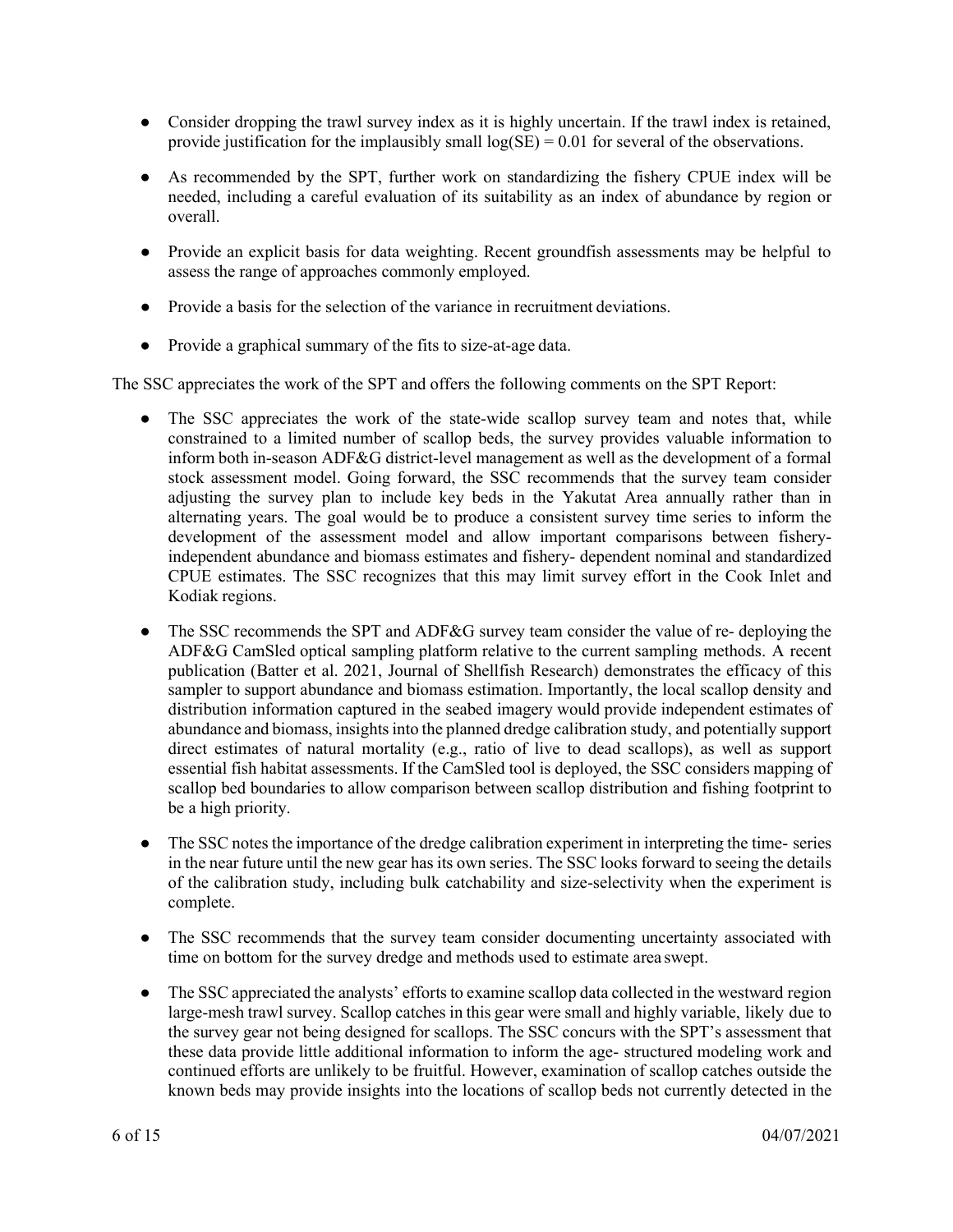- Consider dropping the trawl survey index as it is highly uncertain. If the trawl index is retained, provide justification for the implausibly small $\log(SE) = 0.01$ for several of the observations.
- As recommended by the SPT, further work on standardizing the fishery CPUE index will be needed, including a careful evaluation of its suitability as an index of abundance by region or overall.
- Provide an explicit basis for data weighting. Recent groundfish assessments may be helpful to assess the range of approaches commonly employed.
- Provide a basis for the selection of the variance in recruitment deviations.
- Provide a graphical summary of the fits to size-at-age data.

The SSC appreciates the work of the SPT and offers the following comments on the SPT Report:

- The SSC appreciates the work of the state-wide scallop survey team and notes that, while constrained to a limited number of scallop beds, the survey provides valuable information to inform both in-season ADF&G district-level management as well as the development of a formal stock assessment model. Going forward, the SSC recommends that the survey team consider adjusting the survey plan to include key beds in the Yakutat Area annually rather than in alternating years. The goal would be to produce a consistent survey time series to inform the development of the assessment model and allow important comparisons between fishery-independent abundance and biomass estimates and fishery- dependent nominal and standardized CPUE estimates. The SSC recognizes that this may limit survey effort in the Cook Inlet and Kodiak regions.
- The SSC recommends the SPT and ADF&G survey team consider the value of re- deploying the ADF&G CamSled optical sampling platform relative to the current sampling methods. A recent publication (Batter et al. 2021, Journal of Shellfish Research) demonstrates the efficacy of this sampler to support abundance and biomass estimation. Importantly, the local scallop density and distribution information captured in the seabed imagery would provide independent estimates of abundance and biomass, insights into the planned dredge calibration study, and potentially support direct estimates of natural mortality (e.g., ratio of live to dead scallops), as well as support essential fish habitat assessments. If the CamSled tool is deployed, the SSC considers mapping of scallop bed boundaries to allow comparison between scallop distribution and fishing footprint to be a high priority.
- The SSC notes the importance of the dredge calibration experiment in interpreting the time- series in the near future until the new gear has its own series. The SSC looks forward to seeing the details of the calibration study, including bulk catchability and size-selectivity when the experiment is complete.
- The SSC recommends that the survey team consider documenting uncertainty associated with time on bottom for the survey dredge and methods used to estimate area swept.
- The SSC appreciated the analysts' efforts to examine scallop data collected in the westward region large-mesh trawl survey. Scallop catches in this gear were small and highly variable, likely due to the survey gear not being designed for scallops. The SSC concurs with the SPT's assessment that these data provide little additional information to inform the age- structured modeling work and continued efforts are unlikely to be fruitful. However, examination of scallop catches outside the known beds may provide insights into the locations of scallop beds not currently detected in the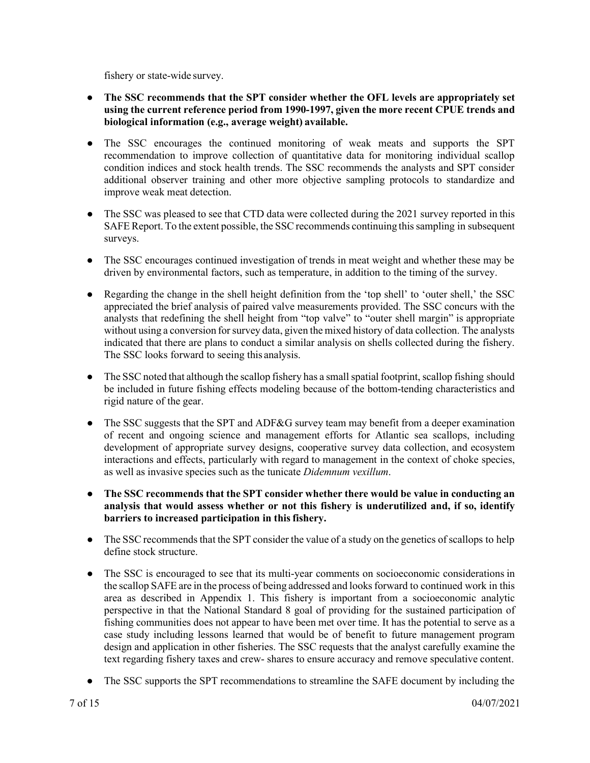fishery or state-wide survey.

- **The SSC recommends that the SPT consider whether the OFL levels are appropriately set using the current reference period from 1990-1997, given the more recent CPUE trends and biological information (e.g., average weight) available.**
- The SSC encourages the continued monitoring of weak meats and supports the SPT recommendation to improve collection of quantitative data for monitoring individual scallop condition indices and stock health trends. The SSC recommends the analysts and SPT consider additional observer training and other more objective sampling protocols to standardize and improve weak meat detection.
- The SSC was pleased to see that CTD data were collected during the 2021 survey reported in this SAFE Report. To the extent possible, the SSC recommends continuing this sampling in subsequent surveys.
- The SSC encourages continued investigation of trends in meat weight and whether these may be driven by environmental factors, such as temperature, in addition to the timing of the survey.
- Regarding the change in the shell height definition from the 'top shell' to 'outer shell,' the SSC appreciated the brief analysis of paired valve measurements provided. The SSC concurs with the analysts that redefining the shell height from "top valve" to "outer shell margin" is appropriate without using a conversion for survey data, given the mixed history of data collection. The analysts indicated that there are plans to conduct a similar analysis on shells collected during the fishery. The SSC looks forward to seeing this analysis.
- The SSC noted that although the scallop fishery has a small spatial footprint, scallop fishing should be included in future fishing effects modeling because of the bottom-tending characteristics and rigid nature of the gear.
- The SSC suggests that the SPT and ADF&G survey team may benefit from a deeper examination of recent and ongoing science and management efforts for Atlantic sea scallops, including development of appropriate survey designs, cooperative survey data collection, and ecosystem interactions and effects, particularly with regard to management in the context of choke species, as well as invasive species such as the tunicate *Didemnum vexillum*.
- **The SSC recommends that the SPT consider whether there would be value in conducting an analysis that would assess whether or not this fishery is underutilized and, if so, identify barriers to increased participation in this fishery.**
- The SSC recommends that the SPT consider the value of a study on the genetics of scallops to help define stock structure.
- The SSC is encouraged to see that its multi-year comments on socioeconomic considerations in the scallop SAFE are in the process of being addressed and looks forward to continued work in this area as described in Appendix 1. This fishery is important from a socioeconomic analytic perspective in that the National Standard 8 goal of providing for the sustained participation of fishing communities does not appear to have been met over time. It has the potential to serve as a case study including lessons learned that would be of benefit to future management program design and application in other fisheries. The SSC requests that the analyst carefully examine the text regarding fishery taxes and crew- shares to ensure accuracy and remove speculative content.
- The SSC supports the SPT recommendations to streamline the SAFE document by including the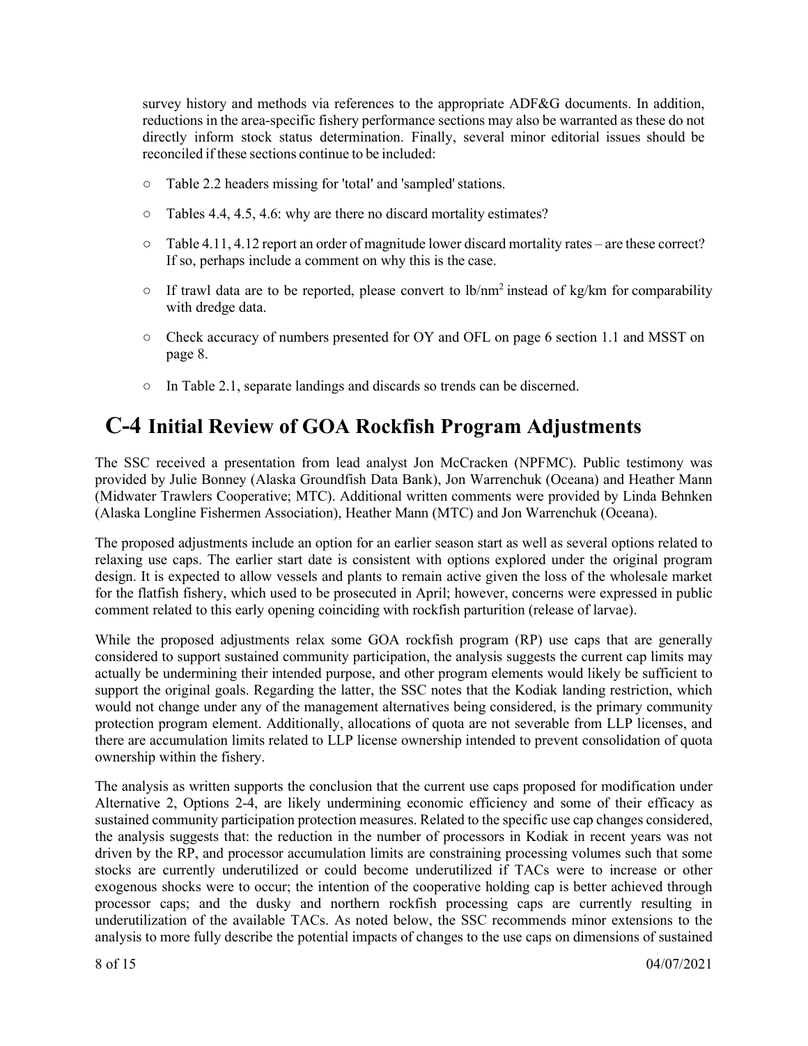survey history and methods via references to the appropriate ADF&G documents. In addition, reductions in the area-specific fishery performance sections may also be warranted as these do not directly inform stock status determination. Finally, several minor editorial issues should be reconciled if these sections continue to be included:

- Table 2.2 headers missing for 'total' and 'sampled' stations.
- Tables 4.4, 4.5, 4.6: why are there no discard mortality estimates?
- Table 4.11, 4.12 report an order of magnitude lower discard mortality rates – are these correct? If so, perhaps include a comment on why this is the case.
- If trawl data are to be reported, please convert to lb/nm$^2$ instead of kg/km for comparability with dredge data.
- Check accuracy of numbers presented for OY and OFL on page 6 section 1.1 and MSST on page 8.
- In Table 2.1, separate landings and discards so trends can be discerned.

# C-4 Initial Review of GOA Rockfish Program Adjustments

The SSC received a presentation from lead analyst Jon McCracken (NPFMC). Public testimony was provided by Julie Bonney (Alaska Groundfish Data Bank), Jon Warrenchuk (Oceana) and Heather Mann (Midwater Trawlers Cooperative; MTC). Additional written comments were provided by Linda Behnken (Alaska Longline Fishermen Association), Heather Mann (MTC) and Jon Warrenchuk (Oceana).

The proposed adjustments include an option for an earlier season start as well as several options related to relaxing use caps. The earlier start date is consistent with options explored under the original program design. It is expected to allow vessels and plants to remain active given the loss of the wholesale market for the flatfish fishery, which used to be prosecuted in April; however, concerns were expressed in public comment related to this early opening coinciding with rockfish parturition (release of larvae).

While the proposed adjustments relax some GOA rockfish program (RP) use caps that are generally considered to support sustained community participation, the analysis suggests the current cap limits may actually be undermining their intended purpose, and other program elements would likely be sufficient to support the original goals. Regarding the latter, the SSC notes that the Kodiak landing restriction, which would not change under any of the management alternatives being considered, is the primary community protection program element. Additionally, allocations of quota are not severable from LLP licenses, and there are accumulation limits related to LLP license ownership intended to prevent consolidation of quota ownership within the fishery.

The analysis as written supports the conclusion that the current use caps proposed for modification under Alternative 2, Options 2-4, are likely undermining economic efficiency and some of their efficacy as sustained community participation protection measures. Related to the specific use cap changes considered, the analysis suggests that: the reduction in the number of processors in Kodiak in recent years was not driven by the RP, and processor accumulation limits are constraining processing volumes such that some stocks are currently underutilized or could become underutilized if TACs were to increase or other exogenous shocks were to occur; the intention of the cooperative holding cap is better achieved through processor caps; and the dusky and northern rockfish processing caps are currently resulting in underutilization of the available TACs. As noted below, the SSC recommends minor extensions to the analysis to more fully describe the potential impacts of changes to the use caps on dimensions of sustained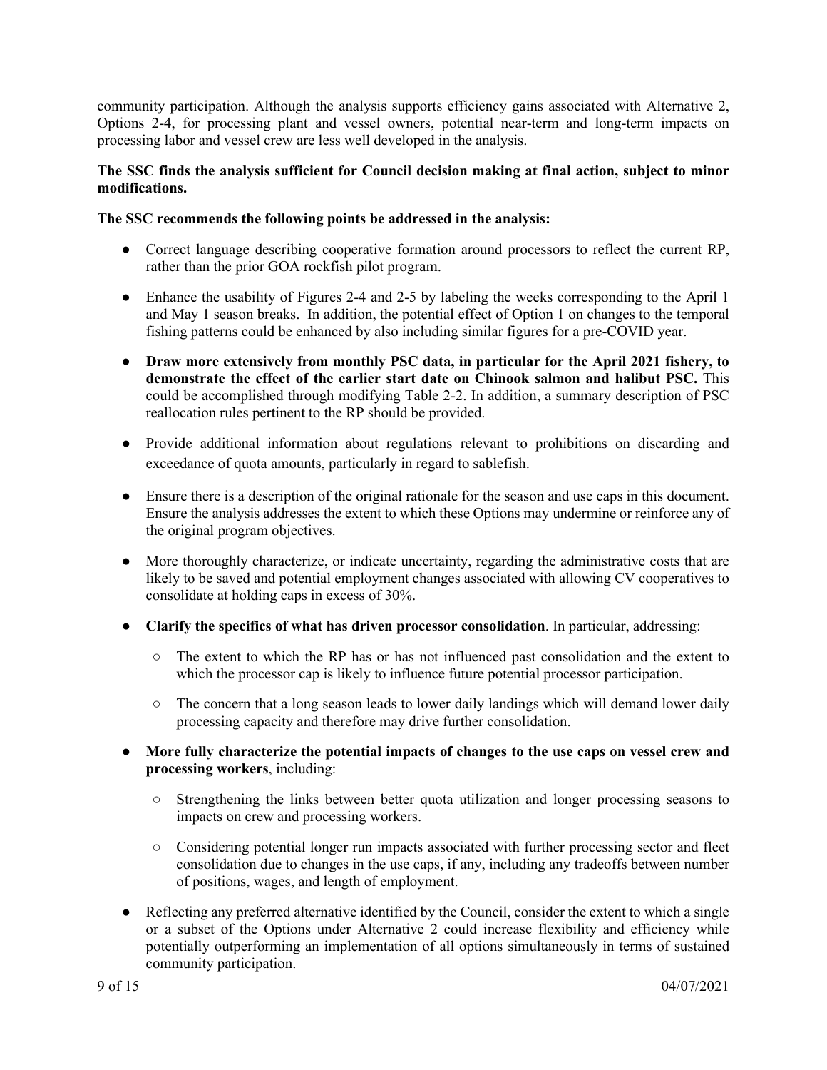community participation. Although the analysis supports efficiency gains associated with Alternative 2, Options 2-4, for processing plant and vessel owners, potential near-term and long-term impacts on processing labor and vessel crew are less well developed in the analysis.

**The SSC finds the analysis sufficient for Council decision making at final action, subject to minor modifications.**

**The SSC recommends the following points be addressed in the analysis:**

- Correct language describing cooperative formation around processors to reflect the current RP, rather than the prior GOA rockfish pilot program.
- Enhance the usability of Figures 2-4 and 2-5 by labeling the weeks corresponding to the April 1 and May 1 season breaks. In addition, the potential effect of Option 1 on changes to the temporal fishing patterns could be enhanced by also including similar figures for a pre-COVID year.
- **Draw more extensively from monthly PSC data, in particular for the April 2021 fishery, to demonstrate the effect of the earlier start date on Chinook salmon and halibut PSC.** This could be accomplished through modifying Table 2-2. In addition, a summary description of PSC reallocation rules pertinent to the RP should be provided.
- Provide additional information about regulations relevant to prohibitions on discarding and exceedance of quota amounts, particularly in regard to sablefish.
- Ensure there is a description of the original rationale for the season and use caps in this document. Ensure the analysis addresses the extent to which these Options may undermine or reinforce any of the original program objectives.
- More thoroughly characterize, or indicate uncertainty, regarding the administrative costs that are likely to be saved and potential employment changes associated with allowing CV cooperatives to consolidate at holding caps in excess of 30%.
- **Clarify the specifics of what has driven processor consolidation**. In particular, addressing:
    - The extent to which the RP has or has not influenced past consolidation and the extent to which the processor cap is likely to influence future potential processor participation.
    - The concern that a long season leads to lower daily landings which will demand lower daily processing capacity and therefore may drive further consolidation.
- **More fully characterize the potential impacts of changes to the use caps on vessel crew and processing workers**, including:
    - Strengthening the links between better quota utilization and longer processing seasons to impacts on crew and processing workers.
    - Considering potential longer run impacts associated with further processing sector and fleet consolidation due to changes in the use caps, if any, including any tradeoffs between number of positions, wages, and length of employment.
- Reflecting any preferred alternative identified by the Council, consider the extent to which a single or a subset of the Options under Alternative 2 could increase flexibility and efficiency while potentially outperforming an implementation of all options simultaneously in terms of sustained community participation.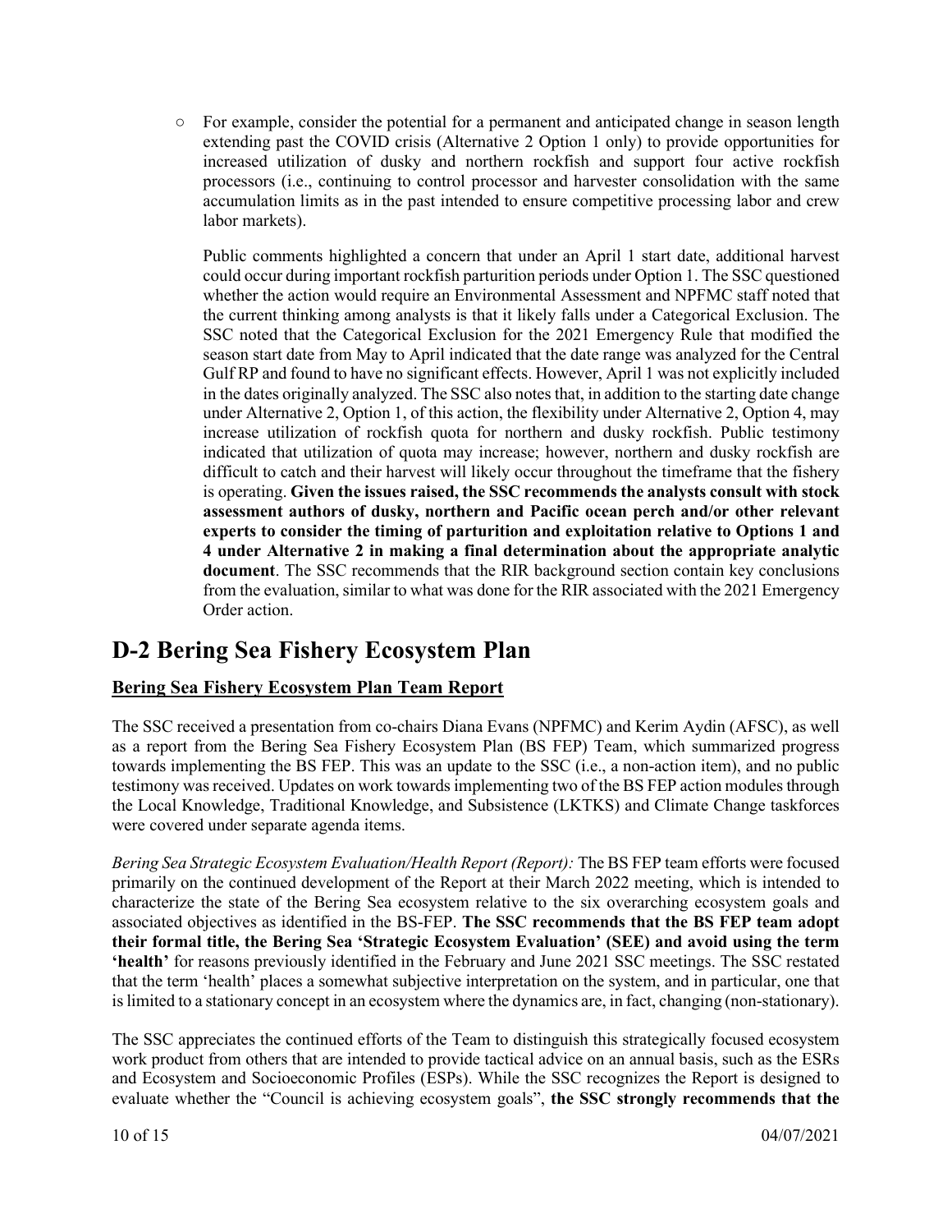- For example, consider the potential for a permanent and anticipated change in season length extending past the COVID crisis (Alternative 2 Option 1 only) to provide opportunities for increased utilization of dusky and northern rockfish and support four active rockfish processors (i.e., continuing to control processor and harvester consolidation with the same accumulation limits as in the past intended to ensure competitive processing labor and crew labor markets).

  Public comments highlighted a concern that under an April 1 start date, additional harvest could occur during important rockfish parturition periods under Option 1. The SSC questioned whether the action would require an Environmental Assessment and NPFMC staff noted that the current thinking among analysts is that it likely falls under a Categorical Exclusion. The SSC noted that the Categorical Exclusion for the 2021 Emergency Rule that modified the season start date from May to April indicated that the date range was analyzed for the Central Gulf RP and found to have no significant effects. However, April 1 was not explicitly included in the dates originally analyzed. The SSC also notes that, in addition to the starting date change under Alternative 2, Option 1, of this action, the flexibility under Alternative 2, Option 4, may increase utilization of rockfish quota for northern and dusky rockfish. Public testimony indicated that utilization of quota may increase; however, northern and dusky rockfish are difficult to catch and their harvest will likely occur throughout the timeframe that the fishery is operating. **Given the issues raised, the SSC recommends the analysts consult with stock assessment authors of dusky, northern and Pacific ocean perch and/or other relevant experts to consider the timing of parturition and exploitation relative to Options 1 and 4 under Alternative 2 in making a final determination about the appropriate analytic document**. The SSC recommends that the RIR background section contain key conclusions from the evaluation, similar to what was done for the RIR associated with the 2021 Emergency Order action.

# D-2 Bering Sea Fishery Ecosystem Plan

## Bering Sea Fishery Ecosystem Plan Team Report

The SSC received a presentation from co-chairs Diana Evans (NPFMC) and Kerim Aydin (AFSC), as well as a report from the Bering Sea Fishery Ecosystem Plan (BS FEP) Team, which summarized progress towards implementing the BS FEP. This was an update to the SSC (i.e., a non-action item), and no public testimony was received. Updates on work towards implementing two of the BS FEP action modules through the Local Knowledge, Traditional Knowledge, and Subsistence (LKTKS) and Climate Change taskforces were covered under separate agenda items.

*Bering Sea Strategic Ecosystem Evaluation/Health Report (Report):* The BS FEP team efforts were focused primarily on the continued development of the Report at their March 2022 meeting, which is intended to characterize the state of the Bering Sea ecosystem relative to the six overarching ecosystem goals and associated objectives as identified in the BS-FEP. **The SSC recommends that the BS FEP team adopt their formal title, the Bering Sea 'Strategic Ecosystem Evaluation' (SEE) and avoid using the term 'health'** for reasons previously identified in the February and June 2021 SSC meetings. The SSC restated that the term 'health' places a somewhat subjective interpretation on the system, and in particular, one that is limited to a stationary concept in an ecosystem where the dynamics are, in fact, changing (non-stationary).

The SSC appreciates the continued efforts of the Team to distinguish this strategically focused ecosystem work product from others that are intended to provide tactical advice on an annual basis, such as the ESRs and Ecosystem and Socioeconomic Profiles (ESPs). While the SSC recognizes the Report is designed to evaluate whether the "Council is achieving ecosystem goals", **the SSC strongly recommends that the**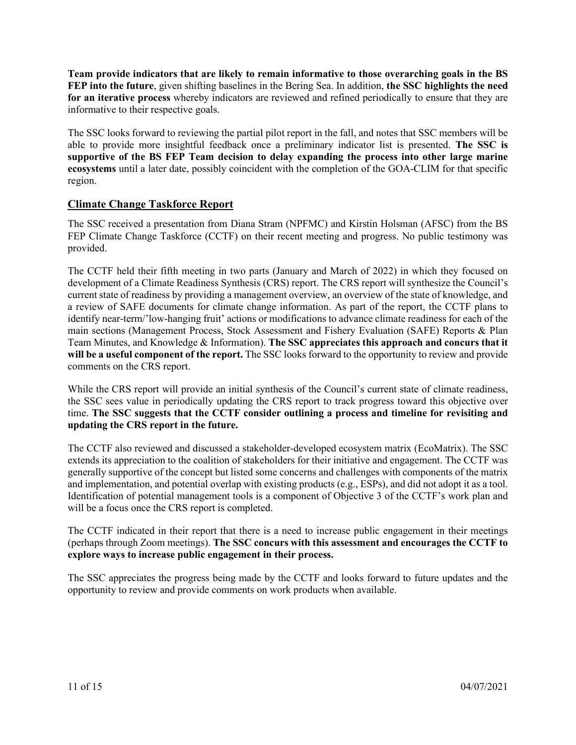**Team provide indicators that are likely to remain informative to those overarching goals in the BS FEP into the future**, given shifting baselines in the Bering Sea. In addition, **the SSC highlights the need for an iterative process** whereby indicators are reviewed and refined periodically to ensure that they are informative to their respective goals.

The SSC looks forward to reviewing the partial pilot report in the fall, and notes that SSC members will be able to provide more insightful feedback once a preliminary indicator list is presented. **The SSC is supportive of the BS FEP Team decision to delay expanding the process into other large marine ecosystems** until a later date, possibly coincident with the completion of the GOA-CLIM for that specific region.

## Climate Change Taskforce Report

The SSC received a presentation from Diana Stram (NPFMC) and Kirstin Holsman (AFSC) from the BS FEP Climate Change Taskforce (CCTF) on their recent meeting and progress. No public testimony was provided.

The CCTF held their fifth meeting in two parts (January and March of 2022) in which they focused on development of a Climate Readiness Synthesis (CRS) report. The CRS report will synthesize the Council's current state of readiness by providing a management overview, an overview of the state of knowledge, and a review of SAFE documents for climate change information. As part of the report, the CCTF plans to identify near-term/'low-hanging fruit' actions or modifications to advance climate readiness for each of the main sections (Management Process, Stock Assessment and Fishery Evaluation (SAFE) Reports & Plan Team Minutes, and Knowledge & Information). **The SSC appreciates this approach and concurs that it will be a useful component of the report.** The SSC looks forward to the opportunity to review and provide comments on the CRS report.

While the CRS report will provide an initial synthesis of the Council's current state of climate readiness, the SSC sees value in periodically updating the CRS report to track progress toward this objective over time. **The SSC suggests that the CCTF consider outlining a process and timeline for revisiting and updating the CRS report in the future.**

The CCTF also reviewed and discussed a stakeholder-developed ecosystem matrix (EcoMatrix). The SSC extends its appreciation to the coalition of stakeholders for their initiative and engagement. The CCTF was generally supportive of the concept but listed some concerns and challenges with components of the matrix and implementation, and potential overlap with existing products (e.g., ESPs), and did not adopt it as a tool. Identification of potential management tools is a component of Objective 3 of the CCTF's work plan and will be a focus once the CRS report is completed.

The CCTF indicated in their report that there is a need to increase public engagement in their meetings (perhaps through Zoom meetings). **The SSC concurs with this assessment and encourages the CCTF to explore ways to increase public engagement in their process.**

The SSC appreciates the progress being made by the CCTF and looks forward to future updates and the opportunity to review and provide comments on work products when available.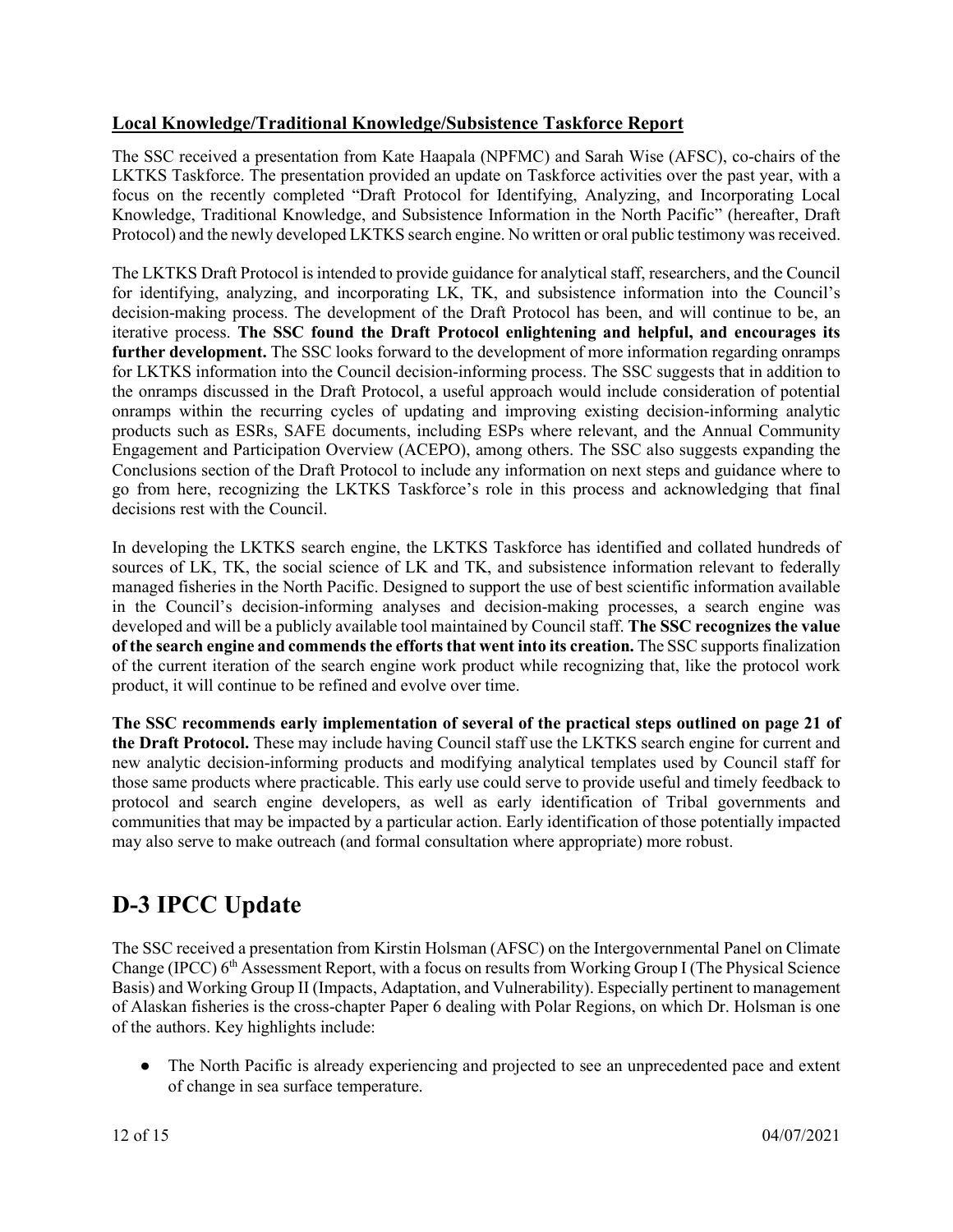**Local Knowledge/Traditional Knowledge/Subsistence Taskforce Report**

The SSC received a presentation from Kate Haapala (NPFMC) and Sarah Wise (AFSC), co-chairs of the LKTKS Taskforce. The presentation provided an update on Taskforce activities over the past year, with a focus on the recently completed "Draft Protocol for Identifying, Analyzing, and Incorporating Local Knowledge, Traditional Knowledge, and Subsistence Information in the North Pacific" (hereafter, Draft Protocol) and the newly developed LKTKS search engine. No written or oral public testimony was received.

The LKTKS Draft Protocol is intended to provide guidance for analytical staff, researchers, and the Council for identifying, analyzing, and incorporating LK, TK, and subsistence information into the Council's decision-making process. The development of the Draft Protocol has been, and will continue to be, an iterative process. **The SSC found the Draft Protocol enlightening and helpful, and encourages its further development.** The SSC looks forward to the development of more information regarding onramps for LKTKS information into the Council decision-informing process. The SSC suggests that in addition to the onramps discussed in the Draft Protocol, a useful approach would include consideration of potential onramps within the recurring cycles of updating and improving existing decision-informing analytic products such as ESRs, SAFE documents, including ESPs where relevant, and the Annual Community Engagement and Participation Overview (ACEPO), among others. The SSC also suggests expanding the Conclusions section of the Draft Protocol to include any information on next steps and guidance where to go from here, recognizing the LKTKS Taskforce's role in this process and acknowledging that final decisions rest with the Council.

In developing the LKTKS search engine, the LKTKS Taskforce has identified and collated hundreds of sources of LK, TK, the social science of LK and TK, and subsistence information relevant to federally managed fisheries in the North Pacific. Designed to support the use of best scientific information available in the Council's decision-informing analyses and decision-making processes, a search engine was developed and will be a publicly available tool maintained by Council staff. **The SSC recognizes the value of the search engine and commends the efforts that went into its creation.** The SSC supports finalization of the current iteration of the search engine work product while recognizing that, like the protocol work product, it will continue to be refined and evolve over time.

**The SSC recommends early implementation of several of the practical steps outlined on page 21 of the Draft Protocol.** These may include having Council staff use the LKTKS search engine for current and new analytic decision-informing products and modifying analytical templates used by Council staff for those same products where practicable. This early use could serve to provide useful and timely feedback to protocol and search engine developers, as well as early identification of Tribal governments and communities that may be impacted by a particular action. Early identification of those potentially impacted may also serve to make outreach (and formal consultation where appropriate) more robust.

# D-3 IPCC Update

The SSC received a presentation from Kirstin Holsman (AFSC) on the Intergovernmental Panel on Climate Change (IPCC) 6th Assessment Report, with a focus on results from Working Group I (The Physical Science Basis) and Working Group II (Impacts, Adaptation, and Vulnerability). Especially pertinent to management of Alaskan fisheries is the cross-chapter Paper 6 dealing with Polar Regions, on which Dr. Holsman is one of the authors. Key highlights include:

- The North Pacific is already experiencing and projected to see an unprecedented pace and extent of change in sea surface temperature.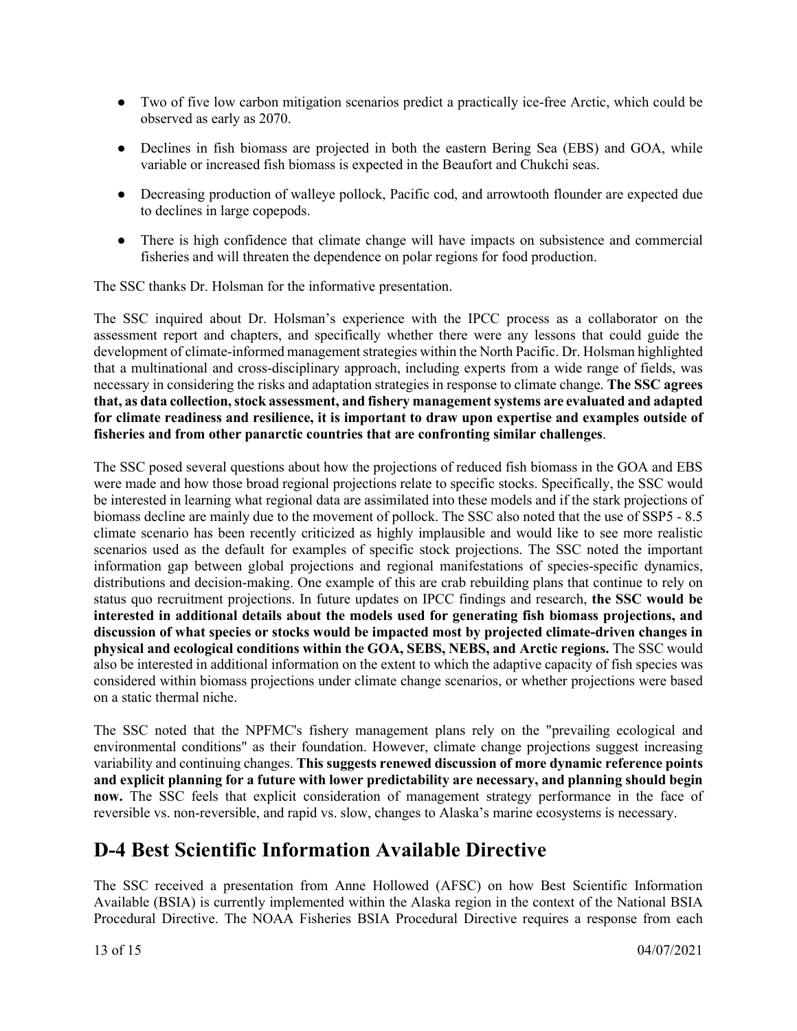- Two of five low carbon mitigation scenarios predict a practically ice-free Arctic, which could be observed as early as 2070.
- Declines in fish biomass are projected in both the eastern Bering Sea (EBS) and GOA, while variable or increased fish biomass is expected in the Beaufort and Chukchi seas.
- Decreasing production of walleye pollock, Pacific cod, and arrowtooth flounder are expected due to declines in large copepods.
- There is high confidence that climate change will have impacts on subsistence and commercial fisheries and will threaten the dependence on polar regions for food production.

The SSC thanks Dr. Holsman for the informative presentation.

The SSC inquired about Dr. Holsman's experience with the IPCC process as a collaborator on the assessment report and chapters, and specifically whether there were any lessons that could guide the development of climate-informed management strategies within the North Pacific. Dr. Holsman highlighted that a multinational and cross-disciplinary approach, including experts from a wide range of fields, was necessary in considering the risks and adaptation strategies in response to climate change. **The SSC agrees that, as data collection, stock assessment, and fishery management systems are evaluated and adapted for climate readiness and resilience, it is important to draw upon expertise and examples outside of fisheries and from other panarctic countries that are confronting similar challenges**.

The SSC posed several questions about how the projections of reduced fish biomass in the GOA and EBS were made and how those broad regional projections relate to specific stocks. Specifically, the SSC would be interested in learning what regional data are assimilated into these models and if the stark projections of biomass decline are mainly due to the movement of pollock. The SSC also noted that the use of SSP5 - 8.5 climate scenario has been recently criticized as highly implausible and would like to see more realistic scenarios used as the default for examples of specific stock projections. The SSC noted the important information gap between global projections and regional manifestations of species-specific dynamics, distributions and decision-making. One example of this are crab rebuilding plans that continue to rely on status quo recruitment projections. In future updates on IPCC findings and research, **the SSC would be interested in additional details about the models used for generating fish biomass projections, and discussion of what species or stocks would be impacted most by projected climate-driven changes in physical and ecological conditions within the GOA, SEBS, NEBS, and Arctic regions.** The SSC would also be interested in additional information on the extent to which the adaptive capacity of fish species was considered within biomass projections under climate change scenarios, or whether projections were based on a static thermal niche.

The SSC noted that the NPFMC's fishery management plans rely on the "prevailing ecological and environmental conditions" as their foundation. However, climate change projections suggest increasing variability and continuing changes. **This suggests renewed discussion of more dynamic reference points and explicit planning for a future with lower predictability are necessary, and planning should begin now.** The SSC feels that explicit consideration of management strategy performance in the face of reversible vs. non-reversible, and rapid vs. slow, changes to Alaska's marine ecosystems is necessary.

## D-4 Best Scientific Information Available Directive

The SSC received a presentation from Anne Hollowed (AFSC) on how Best Scientific Information Available (BSIA) is currently implemented within the Alaska region in the context of the National BSIA Procedural Directive. The NOAA Fisheries BSIA Procedural Directive requires a response from each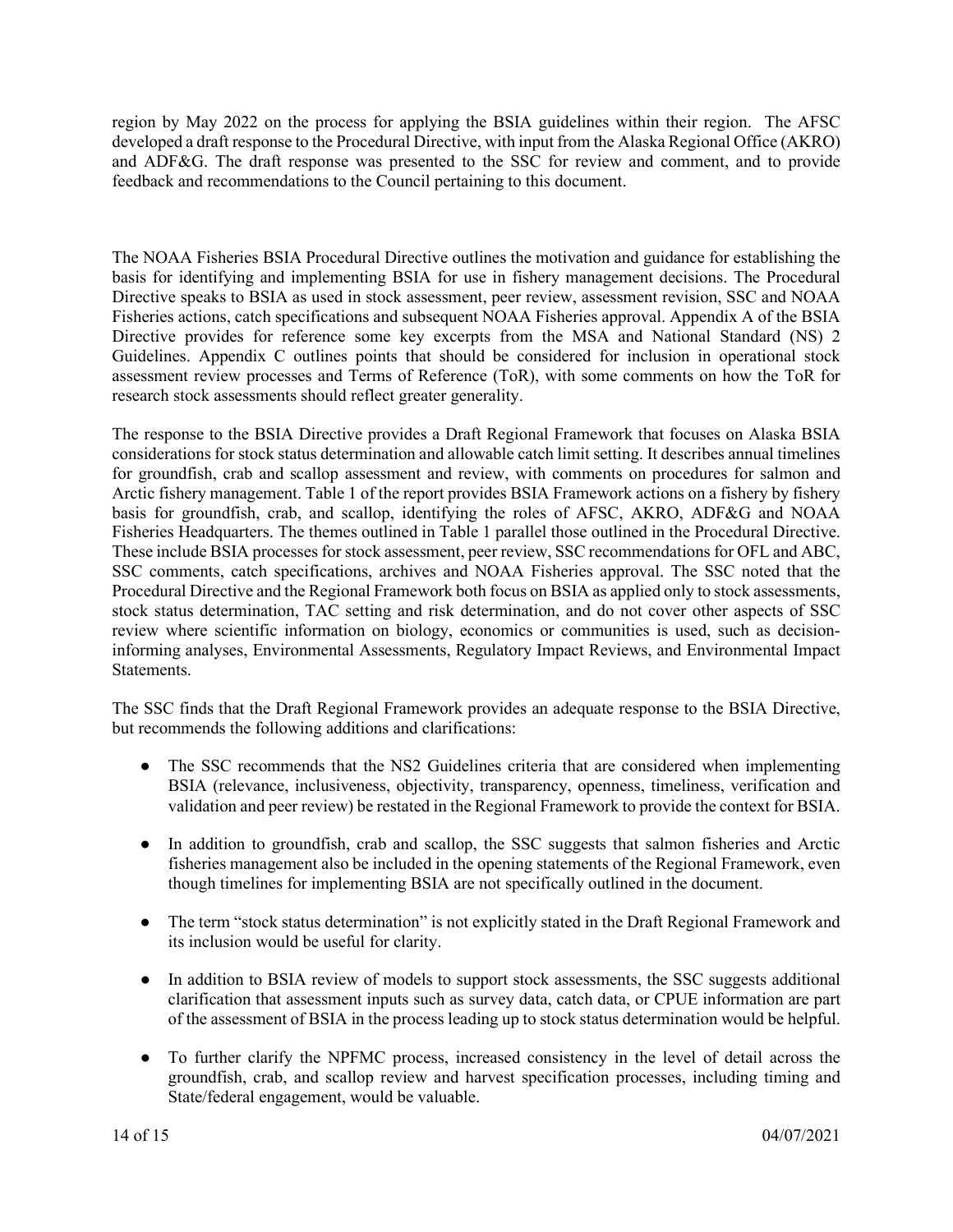region by May 2022 on the process for applying the BSIA guidelines within their region. The AFSC developed a draft response to the Procedural Directive, with input from the Alaska Regional Office (AKRO) and ADF&G. The draft response was presented to the SSC for review and comment, and to provide feedback and recommendations to the Council pertaining to this document.

The NOAA Fisheries BSIA Procedural Directive outlines the motivation and guidance for establishing the basis for identifying and implementing BSIA for use in fishery management decisions. The Procedural Directive speaks to BSIA as used in stock assessment, peer review, assessment revision, SSC and NOAA Fisheries actions, catch specifications and subsequent NOAA Fisheries approval. Appendix A of the BSIA Directive provides for reference some key excerpts from the MSA and National Standard (NS) 2 Guidelines. Appendix C outlines points that should be considered for inclusion in operational stock assessment review processes and Terms of Reference (ToR), with some comments on how the ToR for research stock assessments should reflect greater generality.

The response to the BSIA Directive provides a Draft Regional Framework that focuses on Alaska BSIA considerations for stock status determination and allowable catch limit setting. It describes annual timelines for groundfish, crab and scallop assessment and review, with comments on procedures for salmon and Arctic fishery management. Table 1 of the report provides BSIA Framework actions on a fishery by fishery basis for groundfish, crab, and scallop, identifying the roles of AFSC, AKRO, ADF&G and NOAA Fisheries Headquarters. The themes outlined in Table 1 parallel those outlined in the Procedural Directive. These include BSIA processes for stock assessment, peer review, SSC recommendations for OFL and ABC, SSC comments, catch specifications, archives and NOAA Fisheries approval. The SSC noted that the Procedural Directive and the Regional Framework both focus on BSIA as applied only to stock assessments, stock status determination, TAC setting and risk determination, and do not cover other aspects of SSC review where scientific information on biology, economics or communities is used, such as decision-informing analyses, Environmental Assessments, Regulatory Impact Reviews, and Environmental Impact Statements.

The SSC finds that the Draft Regional Framework provides an adequate response to the BSIA Directive, but recommends the following additions and clarifications:

- The SSC recommends that the NS2 Guidelines criteria that are considered when implementing BSIA (relevance, inclusiveness, objectivity, transparency, openness, timeliness, verification and validation and peer review) be restated in the Regional Framework to provide the context for BSIA.
- In addition to groundfish, crab and scallop, the SSC suggests that salmon fisheries and Arctic fisheries management also be included in the opening statements of the Regional Framework, even though timelines for implementing BSIA are not specifically outlined in the document.
- The term "stock status determination" is not explicitly stated in the Draft Regional Framework and its inclusion would be useful for clarity.
- In addition to BSIA review of models to support stock assessments, the SSC suggests additional clarification that assessment inputs such as survey data, catch data, or CPUE information are part of the assessment of BSIA in the process leading up to stock status determination would be helpful.
- To further clarify the NPFMC process, increased consistency in the level of detail across the groundfish, crab, and scallop review and harvest specification processes, including timing and State/federal engagement, would be valuable.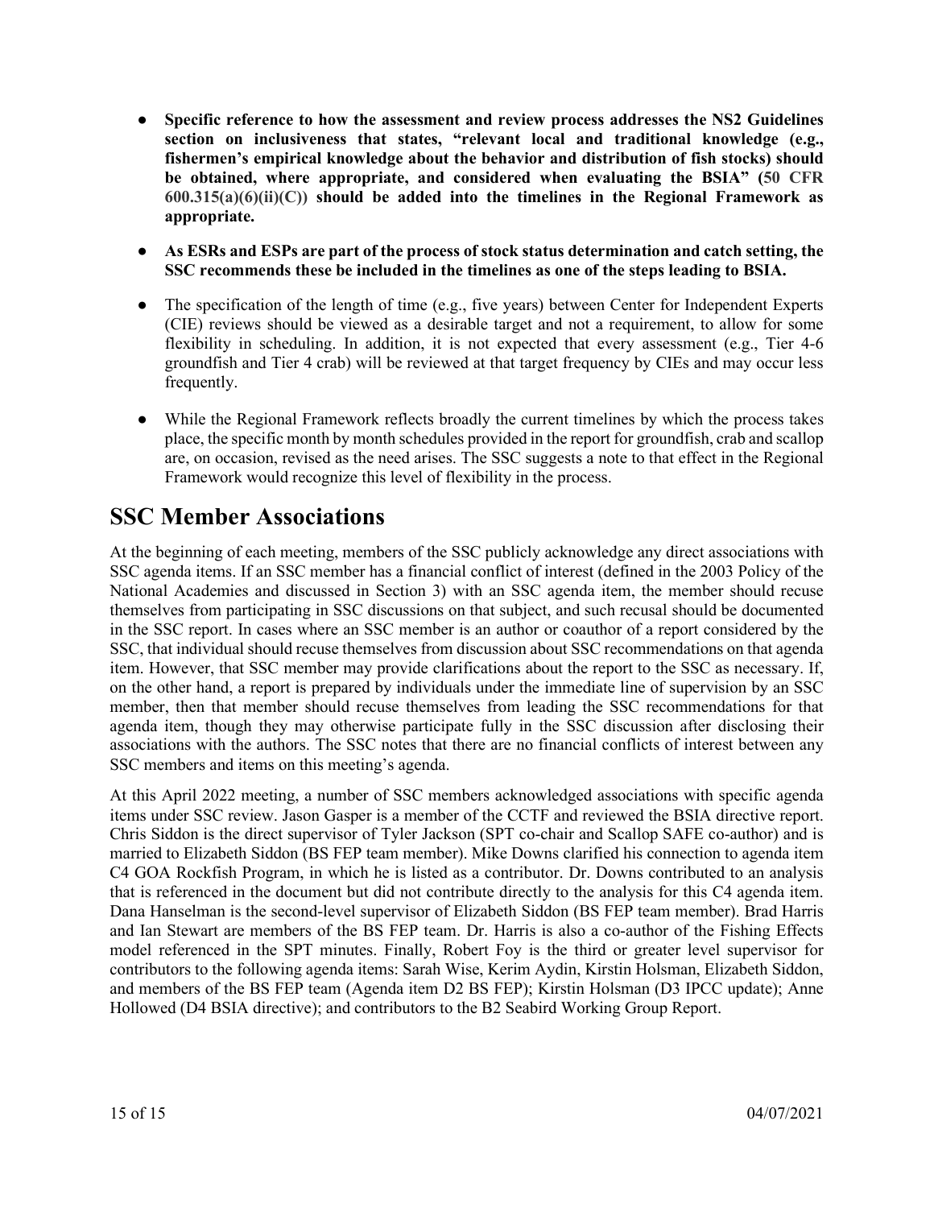- **Specific reference to how the assessment and review process addresses the NS2 Guidelines section on inclusiveness that states, "relevant local and traditional knowledge (e.g., fishermen's empirical knowledge about the behavior and distribution of fish stocks) should be obtained, where appropriate, and considered when evaluating the BSIA" (50 CFR 600.315(a)(6)(ii)(C)) should be added into the timelines in the Regional Framework as appropriate.**
- **As ESRs and ESPs are part of the process of stock status determination and catch setting, the SSC recommends these be included in the timelines as one of the steps leading to BSIA.**
- The specification of the length of time (e.g., five years) between Center for Independent Experts (CIE) reviews should be viewed as a desirable target and not a requirement, to allow for some flexibility in scheduling. In addition, it is not expected that every assessment (e.g., Tier 4-6 groundfish and Tier 4 crab) will be reviewed at that target frequency by CIEs and may occur less frequently.
- While the Regional Framework reflects broadly the current timelines by which the process takes place, the specific month by month schedules provided in the report for groundfish, crab and scallop are, on occasion, revised as the need arises. The SSC suggests a note to that effect in the Regional Framework would recognize this level of flexibility in the process.

# SSC Member Associations

At the beginning of each meeting, members of the SSC publicly acknowledge any direct associations with SSC agenda items. If an SSC member has a financial conflict of interest (defined in the 2003 Policy of the National Academies and discussed in Section 3) with an SSC agenda item, the member should recuse themselves from participating in SSC discussions on that subject, and such recusal should be documented in the SSC report. In cases where an SSC member is an author or coauthor of a report considered by the SSC, that individual should recuse themselves from discussion about SSC recommendations on that agenda item. However, that SSC member may provide clarifications about the report to the SSC as necessary. If, on the other hand, a report is prepared by individuals under the immediate line of supervision by an SSC member, then that member should recuse themselves from leading the SSC recommendations for that agenda item, though they may otherwise participate fully in the SSC discussion after disclosing their associations with the authors. The SSC notes that there are no financial conflicts of interest between any SSC members and items on this meeting's agenda.

At this April 2022 meeting, a number of SSC members acknowledged associations with specific agenda items under SSC review. Jason Gasper is a member of the CCTF and reviewed the BSIA directive report. Chris Siddon is the direct supervisor of Tyler Jackson (SPT co-chair and Scallop SAFE co-author) and is married to Elizabeth Siddon (BS FEP team member). Mike Downs clarified his connection to agenda item C4 GOA Rockfish Program, in which he is listed as a contributor. Dr. Downs contributed to an analysis that is referenced in the document but did not contribute directly to the analysis for this C4 agenda item. Dana Hanselman is the second-level supervisor of Elizabeth Siddon (BS FEP team member). Brad Harris and Ian Stewart are members of the BS FEP team. Dr. Harris is also a co-author of the Fishing Effects model referenced in the SPT minutes. Finally, Robert Foy is the third or greater level supervisor for contributors to the following agenda items: Sarah Wise, Kerim Aydin, Kirstin Holsman, Elizabeth Siddon, and members of the BS FEP team (Agenda item D2 BS FEP); Kirstin Holsman (D3 IPCC update); Anne Hollowed (D4 BSIA directive); and contributors to the B2 Seabird Working Group Report.